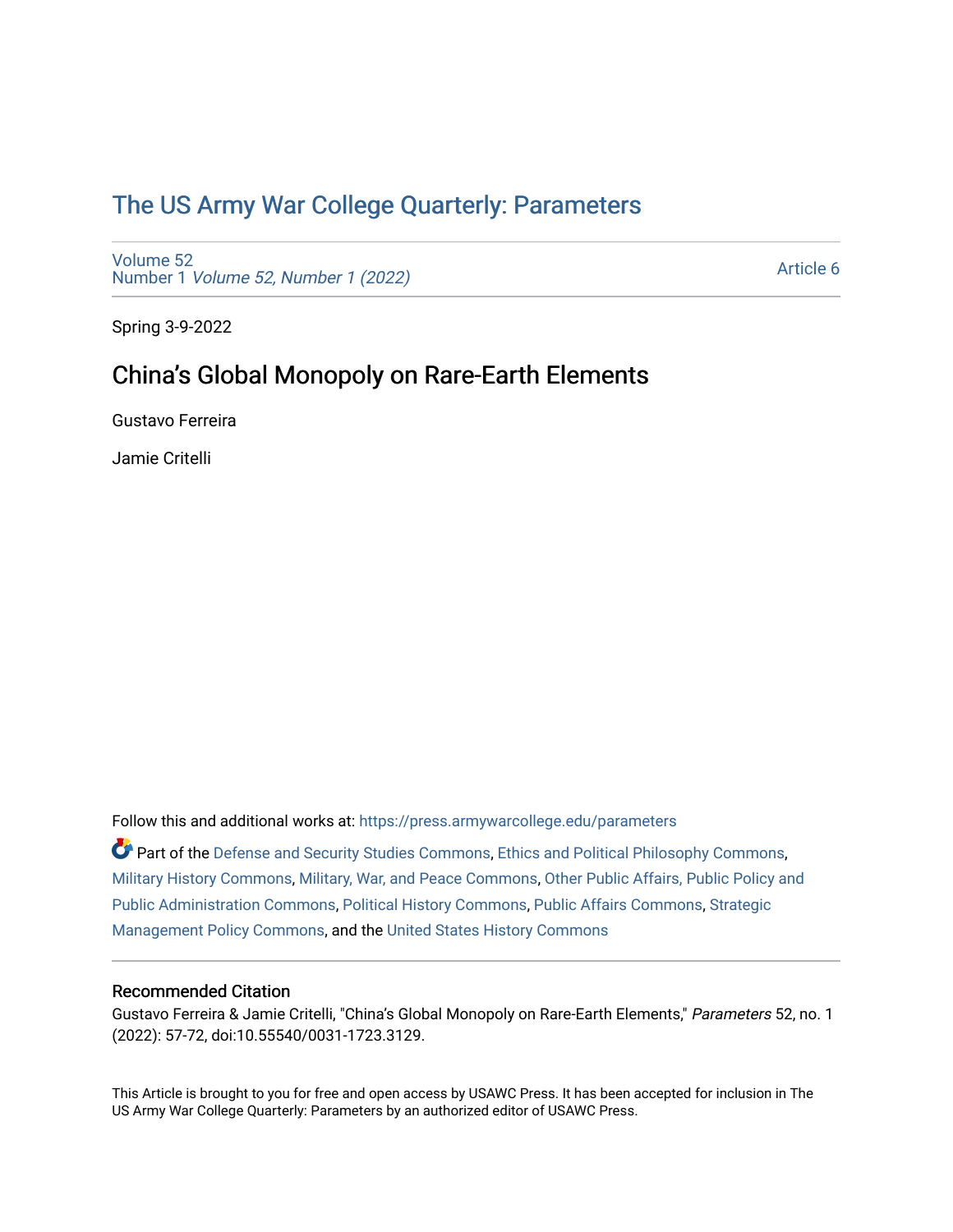# The US Army War College Quarterly: Parameters

Volume 52
Number 1 *Volume 52, Number 1 (2022)*

Article 6

Spring 3-9-2022

## China's Global Monopoly on Rare-Earth Elements

Gustavo Ferreira

Jamie Critelli

Follow this and additional works at: https://press.armywarcollege.edu/parameters

Part of the Defense and Security Studies Commons, Ethics and Political Philosophy Commons, Military History Commons, Military, War, and Peace Commons, Other Public Affairs, Public Policy and Public Administration Commons, Political History Commons, Public Affairs Commons, Strategic Management Policy Commons, and the United States History Commons

### Recommended Citation

Gustavo Ferreira & Jamie Critelli, "China's Global Monopoly on Rare-Earth Elements," *Parameters* 52, no. 1 (2022): 57-72, doi:10.55540/0031-1723.3129.

This Article is brought to you for free and open access by USAWC Press. It has been accepted for inclusion in The US Army War College Quarterly: Parameters by an authorized editor of USAWC Press.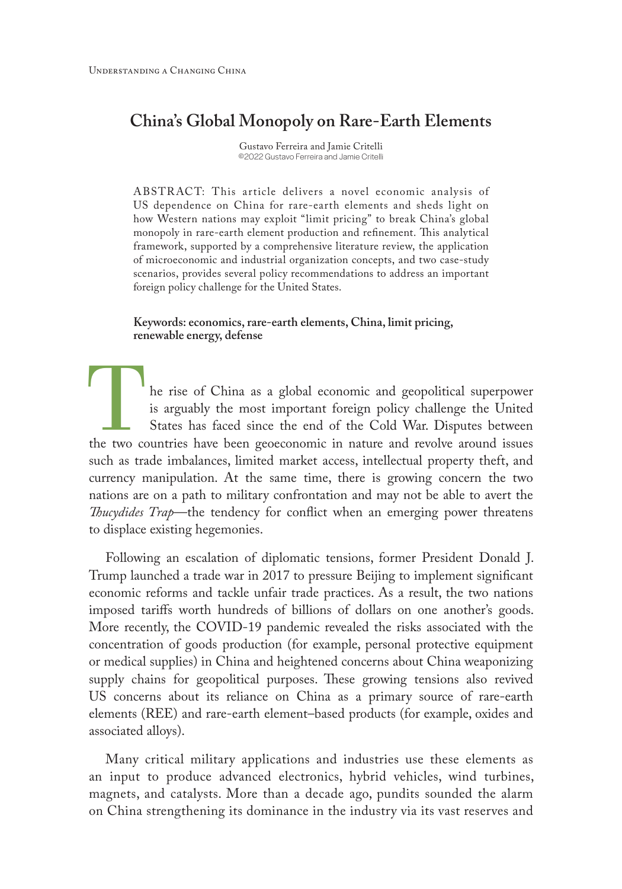# China's Global Monopoly on Rare-Earth Elements

Gustavo Ferreira and Jamie Critelli
©2022 Gustavo Ferreira and Jamie Critelli

ABSTRACT: This article delivers a novel economic analysis of US dependence on China for rare-earth elements and sheds light on how Western nations may exploit "limit pricing" to break China's global monopoly in rare-earth element production and refinement. This analytical framework, supported by a comprehensive literature review, the application of microeconomic and industrial organization concepts, and two case-study scenarios, provides several policy recommendations to address an important foreign policy challenge for the United States.

**Keywords: economics, rare-earth elements, China, limit pricing, renewable energy, defense**

The rise of China as a global economic and geopolitical superpower is arguably the most important foreign policy challenge the United States has faced since the end of the Cold War. Disputes between the two countries have been geoeconomic in nature and revolve around issues such as trade imbalances, limited market access, intellectual property theft, and currency manipulation. At the same time, there is growing concern the two nations are on a path to military confrontation and may not be able to avert the *Thucydides Trap*—the tendency for conflict when an emerging power threatens to displace existing hegemonies.

Following an escalation of diplomatic tensions, former President Donald J. Trump launched a trade war in 2017 to pressure Beijing to implement significant economic reforms and tackle unfair trade practices. As a result, the two nations imposed tariffs worth hundreds of billions of dollars on one another's goods. More recently, the COVID-19 pandemic revealed the risks associated with the concentration of goods production (for example, personal protective equipment or medical supplies) in China and heightened concerns about China weaponizing supply chains for geopolitical purposes. These growing tensions also revived US concerns about its reliance on China as a primary source of rare-earth elements (REE) and rare-earth element–based products (for example, oxides and associated alloys).

Many critical military applications and industries use these elements as an input to produce advanced electronics, hybrid vehicles, wind turbines, magnets, and catalysts. More than a decade ago, pundits sounded the alarm on China strengthening its dominance in the industry via its vast reserves and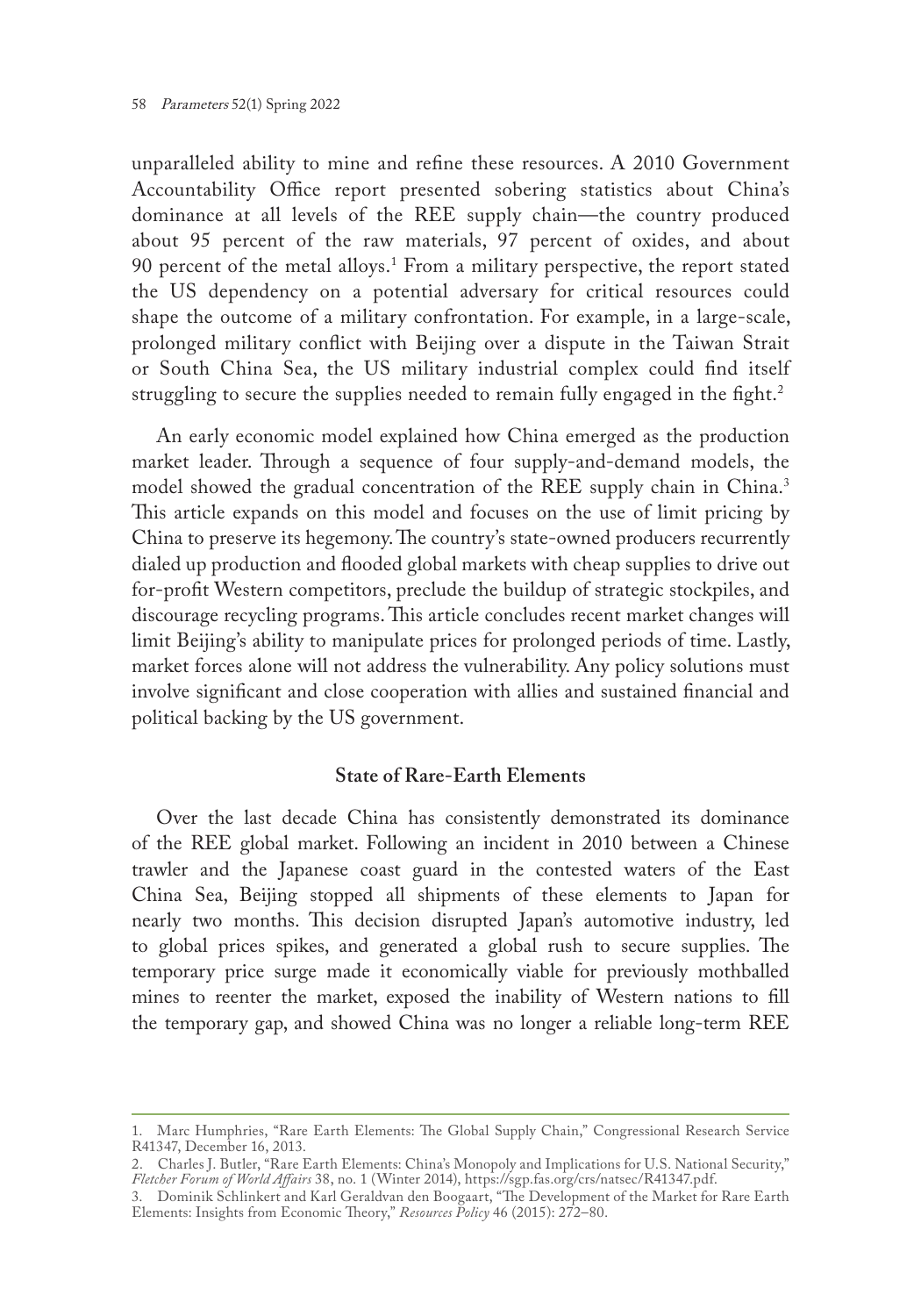unparalleled ability to mine and refine these resources. A 2010 Government Accountability Office report presented sobering statistics about China's dominance at all levels of the REE supply chain—the country produced about 95 percent of the raw materials, 97 percent of oxides, and about 90 percent of the metal alloys.[1] From a military perspective, the report stated the US dependency on a potential adversary for critical resources could shape the outcome of a military confrontation. For example, in a large-scale, prolonged military conflict with Beijing over a dispute in the Taiwan Strait or South China Sea, the US military industrial complex could find itself struggling to secure the supplies needed to remain fully engaged in the fight.[2]

An early economic model explained how China emerged as the production market leader. Through a sequence of four supply-and-demand models, the model showed the gradual concentration of the REE supply chain in China.[3] This article expands on this model and focuses on the use of limit pricing by China to preserve its hegemony. The country's state-owned producers recurrently dialed up production and flooded global markets with cheap supplies to drive out for-profit Western competitors, preclude the buildup of strategic stockpiles, and discourage recycling programs. This article concludes recent market changes will limit Beijing's ability to manipulate prices for prolonged periods of time. Lastly, market forces alone will not address the vulnerability. Any policy solutions must involve significant and close cooperation with allies and sustained financial and political backing by the US government.

## State of Rare-Earth Elements

Over the last decade China has consistently demonstrated its dominance of the REE global market. Following an incident in 2010 between a Chinese trawler and the Japanese coast guard in the contested waters of the East China Sea, Beijing stopped all shipments of these elements to Japan for nearly two months. This decision disrupted Japan's automotive industry, led to global prices spikes, and generated a global rush to secure supplies. The temporary price surge made it economically viable for previously mothballed mines to reenter the market, exposed the inability of Western nations to fill the temporary gap, and showed China was no longer a reliable long-term REE

---

1. Marc Humphries, "Rare Earth Elements: The Global Supply Chain," Congressional Research Service R41347, December 16, 2013.
2. Charles J. Butler, "Rare Earth Elements: China's Monopoly and Implications for U.S. National Security," *Fletcher Forum of World Affairs* 38, no. 1 (Winter 2014), https://sgp.fas.org/crs/natsec/R41347.pdf.
3. Dominik Schlinkert and Karl Geraldvan den Boogaart, "The Development of the Market for Rare Earth Elements: Insights from Economic Theory," *Resources Policy* 46 (2015): 272–80.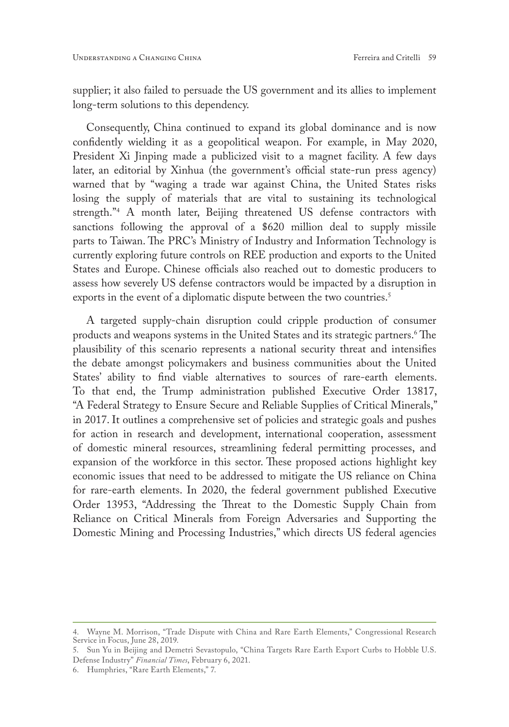supplier; it also failed to persuade the US government and its allies to implement long-term solutions to this dependency.

Consequently, China continued to expand its global dominance and is now confidently wielding it as a geopolitical weapon. For example, in May 2020, President Xi Jinping made a publicized visit to a magnet facility. A few days later, an editorial by Xinhua (the government's official state-run press agency) warned that by "waging a trade war against China, the United States risks losing the supply of materials that are vital to sustaining its technological strength."[4] A month later, Beijing threatened US defense contractors with sanctions following the approval of a $620 million deal to supply missile parts to Taiwan. The PRC's Ministry of Industry and Information Technology is currently exploring future controls on REE production and exports to the United States and Europe. Chinese officials also reached out to domestic producers to assess how severely US defense contractors would be impacted by a disruption in exports in the event of a diplomatic dispute between the two countries.[5]

A targeted supply-chain disruption could cripple production of consumer products and weapons systems in the United States and its strategic partners.[6] The plausibility of this scenario represents a national security threat and intensifies the debate amongst policymakers and business communities about the United States' ability to find viable alternatives to sources of rare-earth elements. To that end, the Trump administration published Executive Order 13817, "A Federal Strategy to Ensure Secure and Reliable Supplies of Critical Minerals," in 2017. It outlines a comprehensive set of policies and strategic goals and pushes for action in research and development, international cooperation, assessment of domestic mineral resources, streamlining federal permitting processes, and expansion of the workforce in this sector. These proposed actions highlight key economic issues that need to be addressed to mitigate the US reliance on China for rare-earth elements. In 2020, the federal government published Executive Order 13953, "Addressing the Threat to the Domestic Supply Chain from Reliance on Critical Minerals from Foreign Adversaries and Supporting the Domestic Mining and Processing Industries," which directs US federal agencies

---

4. Wayne M. Morrison, "Trade Dispute with China and Rare Earth Elements," Congressional Research Service in Focus, June 28, 2019.

5. Sun Yu in Beijing and Demetri Sevastopulo, "China Targets Rare Earth Export Curbs to Hobble U.S. Defense Industry" *Financial Times*, February 6, 2021.

6. Humphries, "Rare Earth Elements," 7.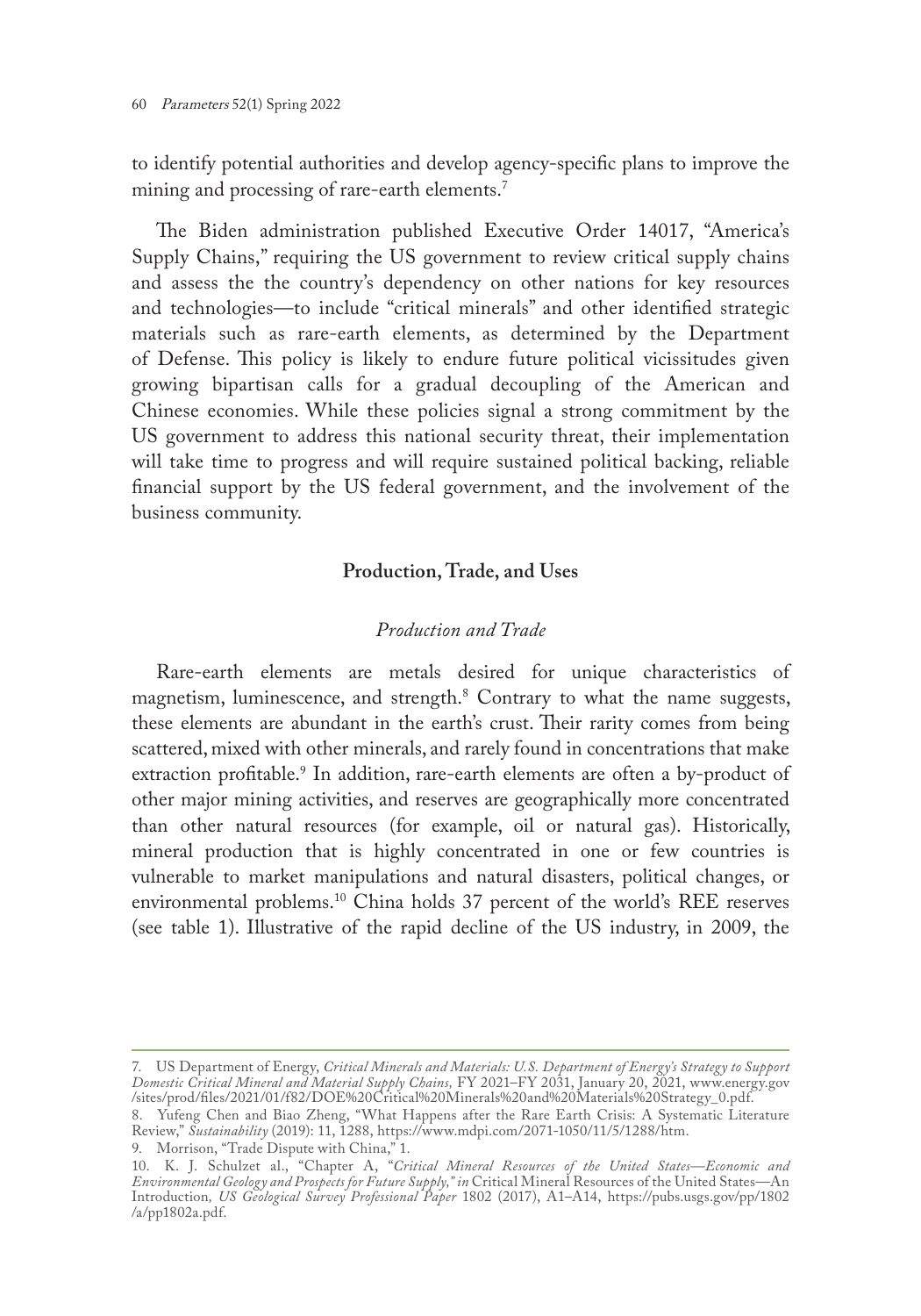to identify potential authorities and develop agency-specific plans to improve the mining and processing of rare-earth elements.[7]

The Biden administration published Executive Order 14017, "America's Supply Chains," requiring the US government to review critical supply chains and assess the the country's dependency on other nations for key resources and technologies—to include "critical minerals" and other identified strategic materials such as rare-earth elements, as determined by the Department of Defense. This policy is likely to endure future political vicissitudes given growing bipartisan calls for a gradual decoupling of the American and Chinese economies. While these policies signal a strong commitment by the US government to address this national security threat, their implementation will take time to progress and will require sustained political backing, reliable financial support by the US federal government, and the involvement of the business community.

## Production, Trade, and Uses

### *Production and Trade*

Rare-earth elements are metals desired for unique characteristics of magnetism, luminescence, and strength.[8] Contrary to what the name suggests, these elements are abundant in the earth's crust. Their rarity comes from being scattered, mixed with other minerals, and rarely found in concentrations that make extraction profitable.[9] In addition, rare-earth elements are often a by-product of other major mining activities, and reserves are geographically more concentrated than other natural resources (for example, oil or natural gas). Historically, mineral production that is highly concentrated in one or few countries is vulnerable to market manipulations and natural disasters, political changes, or environmental problems.[10] China holds 37 percent of the world's REE reserves (see table 1). Illustrative of the rapid decline of the US industry, in 2009, the

---

7. US Department of Energy, *Critical Minerals and Materials: U.S. Department of Energy's Strategy to Support Domestic Critical Mineral and Material Supply Chains,* FY 2021–FY 2031, January 20, 2021, www.energy.gov/sites/prod/files/2021/01/f82/DOE%20Critical%20Minerals%20and%20Materials%20Strategy_0.pdf.

8. Yufeng Chen and Biao Zheng, "What Happens after the Rare Earth Crisis: A Systematic Literature Review," *Sustainability* (2019): 11, 1288, https://www.mdpi.com/2071-1050/11/5/1288/htm.

9. Morrison, "Trade Dispute with China," 1.

10. K. J. Schulzet al., "Chapter A, "*Critical Mineral Resources of the United States—Economic and Environmental Geology and Prospects for Future Supply," in* Critical Mineral Resources of the United States—An Introduction*, US Geological Survey Professional Paper* 1802 (2017), A1–A14, https://pubs.usgs.gov/pp/1802/a/pp1802a.pdf.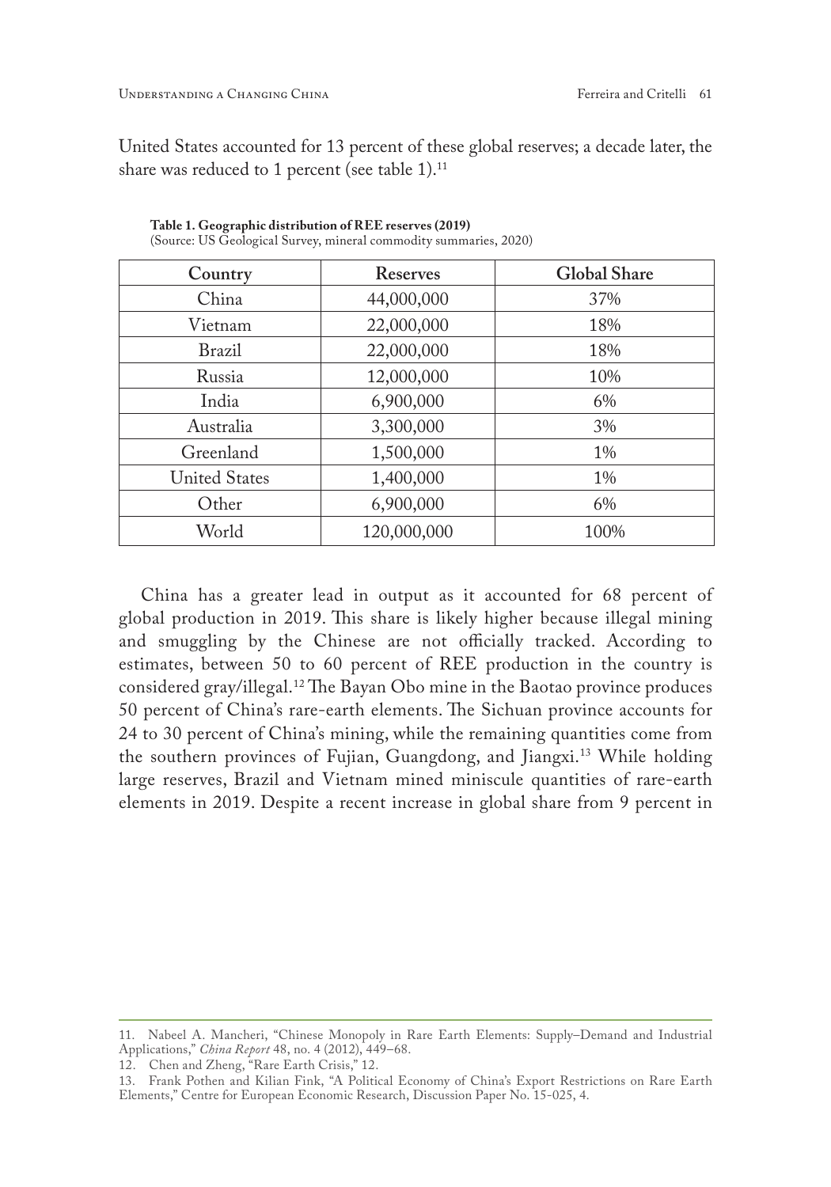United States accounted for 13 percent of these global reserves; a decade later, the share was reduced to 1 percent (see table 1).[11]

**Table 1. Geographic distribution of REE reserves (2019)**
(Source: US Geological Survey, mineral commodity summaries, 2020)

| Country | Reserves | Global Share |
|---|---|---|
| China | 44,000,000 | 37% |
| Vietnam | 22,000,000 | 18% |
| Brazil | 22,000,000 | 18% |
| Russia | 12,000,000 | 10% |
| India | 6,900,000 | 6% |
| Australia | 3,300,000 | 3% |
| Greenland | 1,500,000 | 1% |
| United States | 1,400,000 | 1% |
| Other | 6,900,000 | 6% |
| World | 120,000,000 | 100% |

China has a greater lead in output as it accounted for 68 percent of global production in 2019. This share is likely higher because illegal mining and smuggling by the Chinese are not officially tracked. According to estimates, between 50 to 60 percent of REE production in the country is considered gray/illegal.[12] The Bayan Obo mine in the Baotao province produces 50 percent of China's rare-earth elements. The Sichuan province accounts for 24 to 30 percent of China's mining, while the remaining quantities come from the southern provinces of Fujian, Guangdong, and Jiangxi.[13] While holding large reserves, Brazil and Vietnam mined miniscule quantities of rare-earth elements in 2019. Despite a recent increase in global share from 9 percent in

11. Nabeel A. Mancheri, "Chinese Monopoly in Rare Earth Elements: Supply–Demand and Industrial Applications," *China Report* 48, no. 4 (2012), 449–68.
12. Chen and Zheng, "Rare Earth Crisis," 12.
13. Frank Pothen and Kilian Fink, "A Political Economy of China's Export Restrictions on Rare Earth Elements," Centre for European Economic Research, Discussion Paper No. 15-025, 4.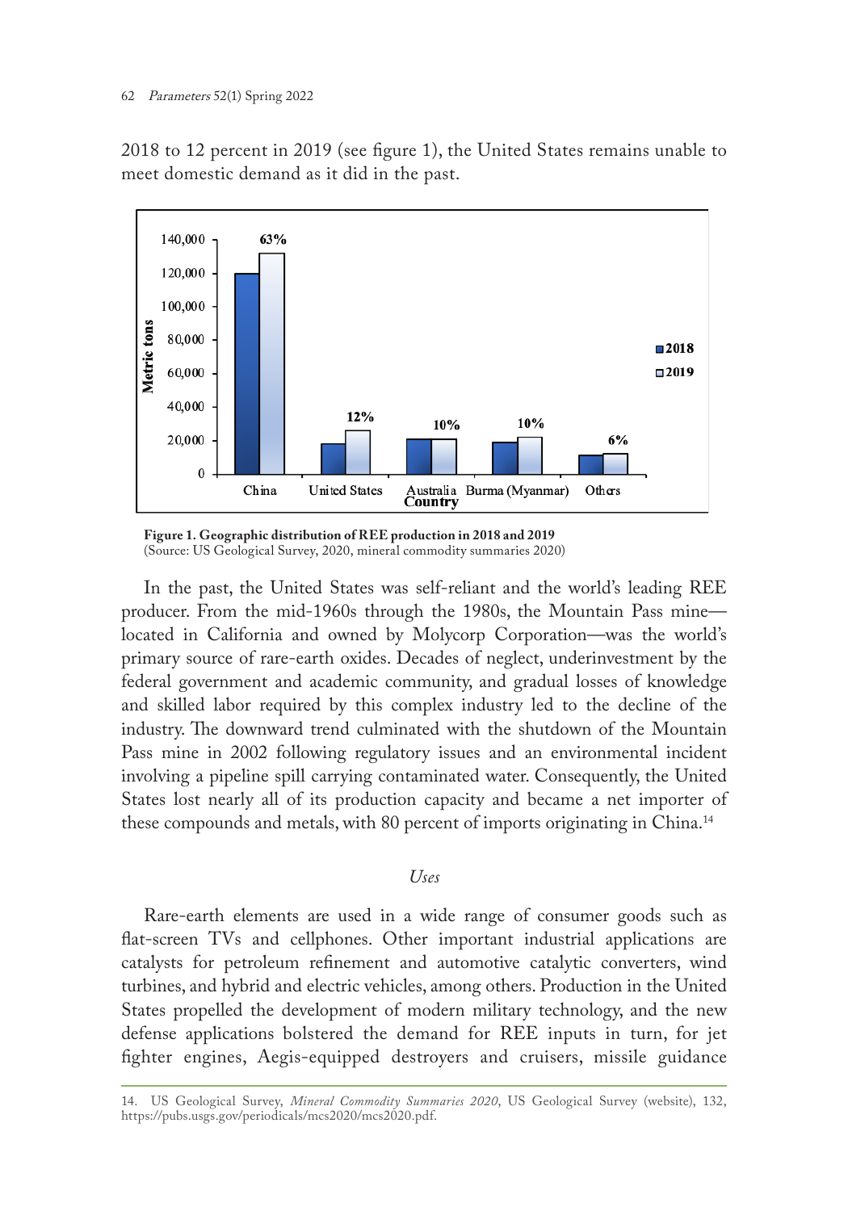2018 to 12 percent in 2019 (see figure 1), the United States remains unable to meet domestic demand as it did in the past.

**Figure 1. Geographic distribution of REE production in 2018 and 2019**
(Source: US Geological Survey, 2020, mineral commodity summaries 2020)

In the past, the United States was self-reliant and the world's leading REE producer. From the mid-1960s through the 1980s, the Mountain Pass mine—located in California and owned by Molycorp Corporation—was the world's primary source of rare-earth oxides. Decades of neglect, underinvestment by the federal government and academic community, and gradual losses of knowledge and skilled labor required by this complex industry led to the decline of the industry. The downward trend culminated with the shutdown of the Mountain Pass mine in 2002 following regulatory issues and an environmental incident involving a pipeline spill carrying contaminated water. Consequently, the United States lost nearly all of its production capacity and became a net importer of these compounds and metals, with 80 percent of imports originating in China.[14]

### *Uses*

Rare-earth elements are used in a wide range of consumer goods such as flat-screen TVs and cellphones. Other important industrial applications are catalysts for petroleum refinement and automotive catalytic converters, wind turbines, and hybrid and electric vehicles, among others. Production in the United States propelled the development of modern military technology, and the new defense applications bolstered the demand for REE inputs in turn, for jet fighter engines, Aegis-equipped destroyers and cruisers, missile guidance

14. US Geological Survey, *Mineral Commodity Summaries 2020*, US Geological Survey (website), 132, https://pubs.usgs.gov/periodicals/mcs2020/mcs2020.pdf.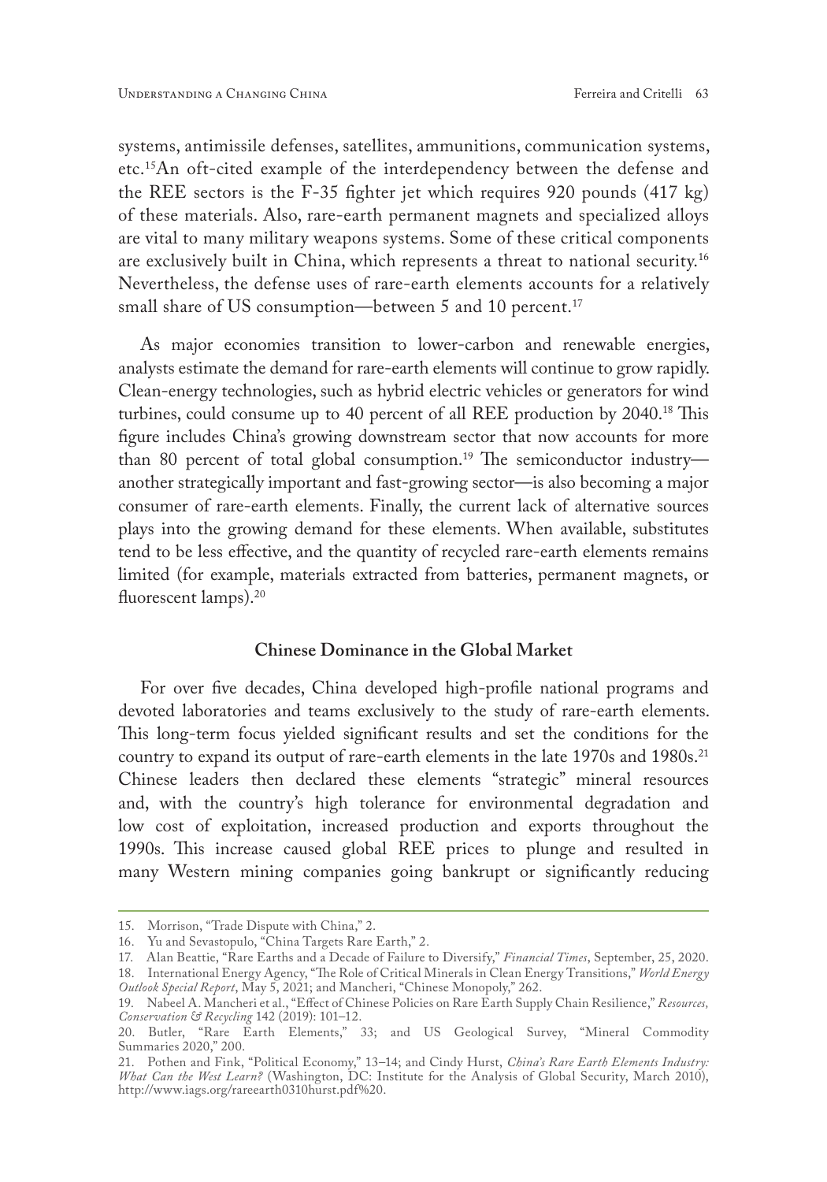systems, antimissile defenses, satellites, ammunitions, communication systems, etc.[15] An oft-cited example of the interdependency between the defense and the REE sectors is the F-35 fighter jet which requires 920 pounds (417 kg) of these materials. Also, rare-earth permanent magnets and specialized alloys are vital to many military weapons systems. Some of these critical components are exclusively built in China, which represents a threat to national security.[16] Nevertheless, the defense uses of rare-earth elements accounts for a relatively small share of US consumption—between 5 and 10 percent.[17]

As major economies transition to lower-carbon and renewable energies, analysts estimate the demand for rare-earth elements will continue to grow rapidly. Clean-energy technologies, such as hybrid electric vehicles or generators for wind turbines, could consume up to 40 percent of all REE production by 2040.[18] This figure includes China's growing downstream sector that now accounts for more than 80 percent of total global consumption.[19] The semiconductor industry—another strategically important and fast-growing sector—is also becoming a major consumer of rare-earth elements. Finally, the current lack of alternative sources plays into the growing demand for these elements. When available, substitutes tend to be less effective, and the quantity of recycled rare-earth elements remains limited (for example, materials extracted from batteries, permanent magnets, or fluorescent lamps).[20]

### Chinese Dominance in the Global Market

For over five decades, China developed high-profile national programs and devoted laboratories and teams exclusively to the study of rare-earth elements. This long-term focus yielded significant results and set the conditions for the country to expand its output of rare-earth elements in the late 1970s and 1980s.[21] Chinese leaders then declared these elements "strategic" mineral resources and, with the country's high tolerance for environmental degradation and low cost of exploitation, increased production and exports throughout the 1990s. This increase caused global REE prices to plunge and resulted in many Western mining companies going bankrupt or significantly reducing

---

15. Morrison, "Trade Dispute with China," 2.

16. Yu and Sevastopulo, "China Targets Rare Earth," 2.

17. Alan Beattie, "Rare Earths and a Decade of Failure to Diversify," *Financial Times*, September, 25, 2020.

18. International Energy Agency, "The Role of Critical Minerals in Clean Energy Transitions," *World Energy Outlook Special Report*, May 5, 2021; and Mancheri, "Chinese Monopoly," 262.

19. Nabeel A. Mancheri et al., "Effect of Chinese Policies on Rare Earth Supply Chain Resilience," *Resources, Conservation & Recycling* 142 (2019): 101–12.

20. Butler, "Rare Earth Elements," 33; and US Geological Survey, "Mineral Commodity Summaries 2020," 200.

21. Pothen and Fink, "Political Economy," 13–14; and Cindy Hurst, *China's Rare Earth Elements Industry: What Can the West Learn?* (Washington, DC: Institute for the Analysis of Global Security, March 2010), http://www.iags.org/rareearth0310hurst.pdf%20.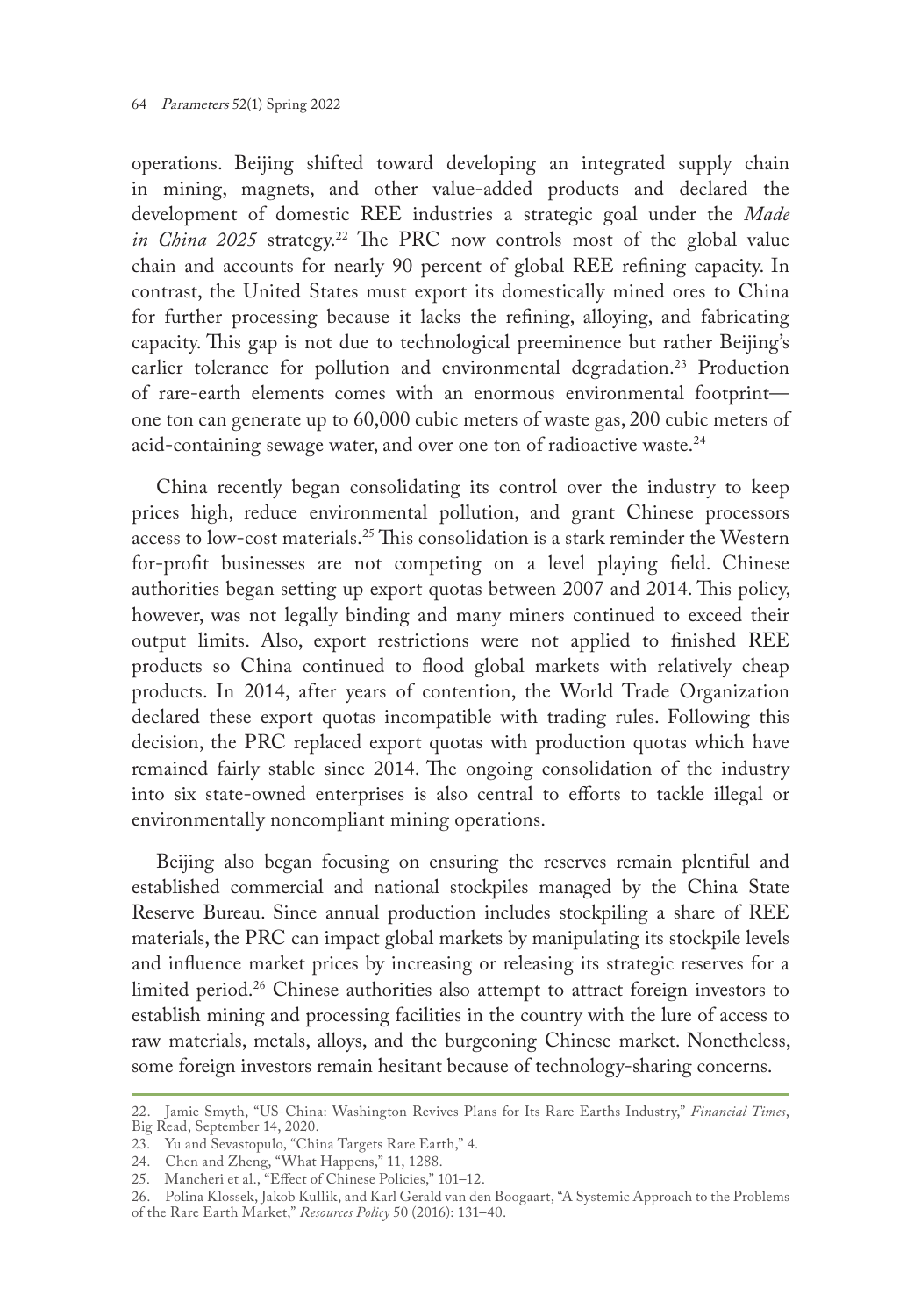operations. Beijing shifted toward developing an integrated supply chain in mining, magnets, and other value-added products and declared the development of domestic REE industries a strategic goal under the *Made in China 2025* strategy.[22] The PRC now controls most of the global value chain and accounts for nearly 90 percent of global REE refining capacity. In contrast, the United States must export its domestically mined ores to China for further processing because it lacks the refining, alloying, and fabricating capacity. This gap is not due to technological preeminence but rather Beijing's earlier tolerance for pollution and environmental degradation.[23] Production of rare-earth elements comes with an enormous environmental footprint—one ton can generate up to 60,000 cubic meters of waste gas, 200 cubic meters of acid-containing sewage water, and over one ton of radioactive waste.[24]

China recently began consolidating its control over the industry to keep prices high, reduce environmental pollution, and grant Chinese processors access to low-cost materials.[25] This consolidation is a stark reminder the Western for-profit businesses are not competing on a level playing field. Chinese authorities began setting up export quotas between 2007 and 2014. This policy, however, was not legally binding and many miners continued to exceed their output limits. Also, export restrictions were not applied to finished REE products so China continued to flood global markets with relatively cheap products. In 2014, after years of contention, the World Trade Organization declared these export quotas incompatible with trading rules. Following this decision, the PRC replaced export quotas with production quotas which have remained fairly stable since 2014. The ongoing consolidation of the industry into six state-owned enterprises is also central to efforts to tackle illegal or environmentally noncompliant mining operations.

Beijing also began focusing on ensuring the reserves remain plentiful and established commercial and national stockpiles managed by the China State Reserve Bureau. Since annual production includes stockpiling a share of REE materials, the PRC can impact global markets by manipulating its stockpile levels and influence market prices by increasing or releasing its strategic reserves for a limited period.[26] Chinese authorities also attempt to attract foreign investors to establish mining and processing facilities in the country with the lure of access to raw materials, metals, alloys, and the burgeoning Chinese market. Nonetheless, some foreign investors remain hesitant because of technology-sharing concerns.

---

22. Jamie Smyth, "US-China: Washington Revives Plans for Its Rare Earths Industry," *Financial Times*, Big Read, September 14, 2020.

23. Yu and Sevastopulo, "China Targets Rare Earth," 4.

24. Chen and Zheng, "What Happens," 11, 1288.

25. Mancheri et al., "Effect of Chinese Policies," 101–12.

26. Polina Klossek, Jakob Kullik, and Karl Gerald van den Boogaart, "A Systemic Approach to the Problems of the Rare Earth Market," *Resources Policy* 50 (2016): 131–40.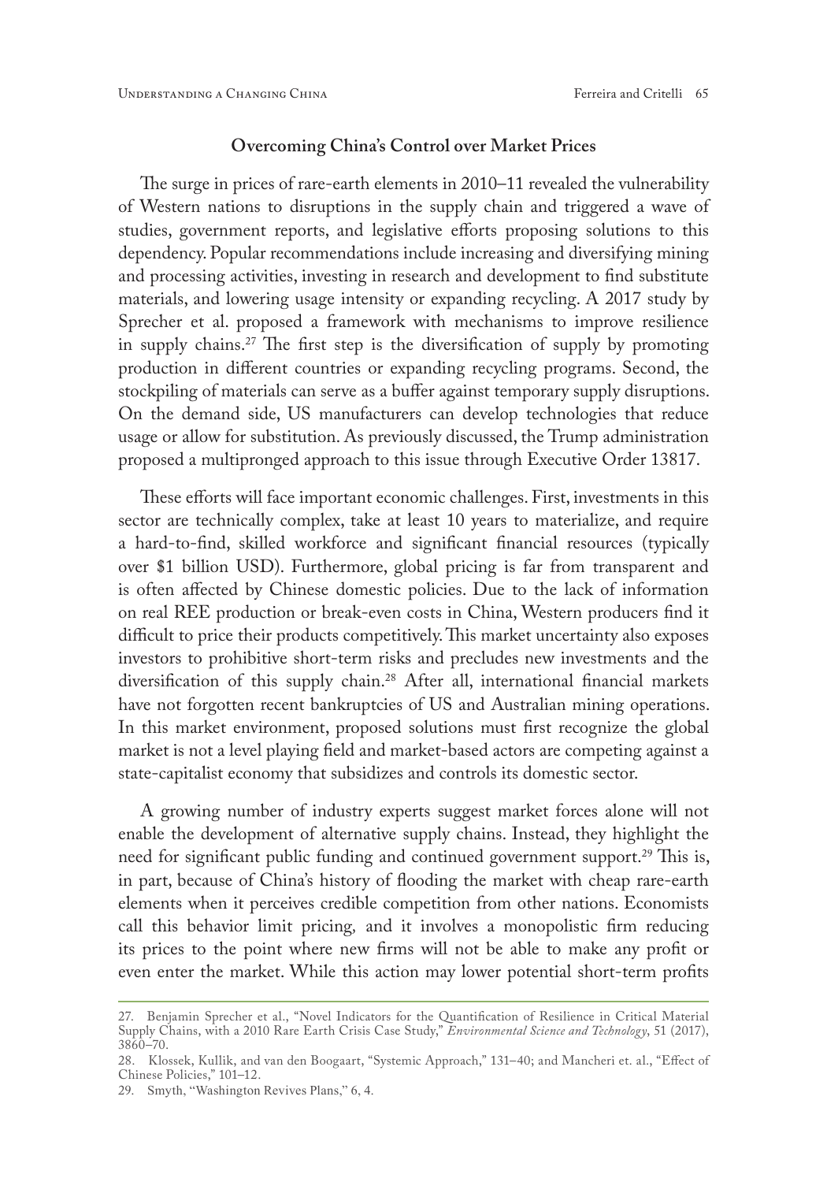### Overcoming China's Control over Market Prices

The surge in prices of rare-earth elements in 2010–11 revealed the vulnerability of Western nations to disruptions in the supply chain and triggered a wave of studies, government reports, and legislative efforts proposing solutions to this dependency. Popular recommendations include increasing and diversifying mining and processing activities, investing in research and development to find substitute materials, and lowering usage intensity or expanding recycling. A 2017 study by Sprecher et al. proposed a framework with mechanisms to improve resilience in supply chains.[27] The first step is the diversification of supply by promoting production in different countries or expanding recycling programs. Second, the stockpiling of materials can serve as a buffer against temporary supply disruptions. On the demand side, US manufacturers can develop technologies that reduce usage or allow for substitution. As previously discussed, the Trump administration proposed a multipronged approach to this issue through Executive Order 13817.

These efforts will face important economic challenges. First, investments in this sector are technically complex, take at least 10 years to materialize, and require a hard-to-find, skilled workforce and significant financial resources (typically over $1 billion USD). Furthermore, global pricing is far from transparent and is often affected by Chinese domestic policies. Due to the lack of information on real REE production or break-even costs in China, Western producers find it difficult to price their products competitively. This market uncertainty also exposes investors to prohibitive short-term risks and precludes new investments and the diversification of this supply chain.[28] After all, international financial markets have not forgotten recent bankruptcies of US and Australian mining operations. In this market environment, proposed solutions must first recognize the global market is not a level playing field and market-based actors are competing against a state-capitalist economy that subsidizes and controls its domestic sector.

A growing number of industry experts suggest market forces alone will not enable the development of alternative supply chains. Instead, they highlight the need for significant public funding and continued government support.[29] This is, in part, because of China's history of flooding the market with cheap rare-earth elements when it perceives credible competition from other nations. Economists call this behavior *limit pricing*, and it involves a monopolistic firm reducing its prices to the point where new firms will not be able to make any profit or even enter the market. While this action may lower potential short-term profits

---

27. Benjamin Sprecher et al., "Novel Indicators for the Quantification of Resilience in Critical Material Supply Chains, with a 2010 Rare Earth Crisis Case Study," *Environmental Science and Technology*, 51 (2017), 3860–70.

28. Klossek, Kullik, and van den Boogaart, "Systemic Approach," 131–40; and Mancheri et. al., "Effect of Chinese Policies," 101–12.

29. Smyth, "Washington Revives Plans," 6, 4.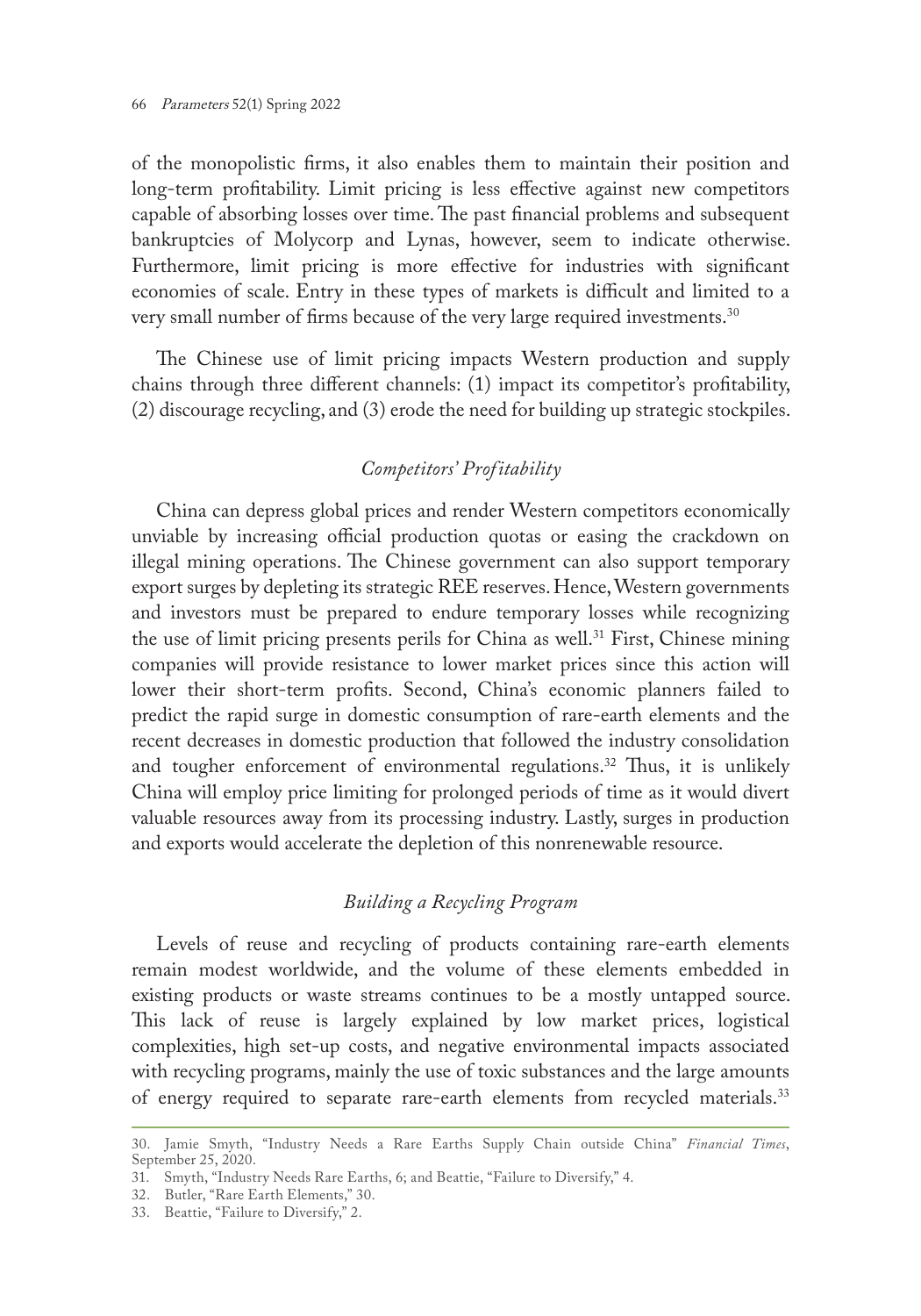of the monopolistic firms, it also enables them to maintain their position and long-term profitability. Limit pricing is less effective against new competitors capable of absorbing losses over time. The past financial problems and subsequent bankruptcies of Molycorp and Lynas, however, seem to indicate otherwise. Furthermore, limit pricing is more effective for industries with significant economies of scale. Entry in these types of markets is difficult and limited to a very small number of firms because of the very large required investments.[30]

The Chinese use of limit pricing impacts Western production and supply chains through three different channels: (1) impact its competitor's profitability, (2) discourage recycling, and (3) erode the need for building up strategic stockpiles.

### *Competitors' Profitability*

China can depress global prices and render Western competitors economically unviable by increasing official production quotas or easing the crackdown on illegal mining operations. The Chinese government can also support temporary export surges by depleting its strategic REE reserves. Hence, Western governments and investors must be prepared to endure temporary losses while recognizing the use of limit pricing presents perils for China as well.[31] First, Chinese mining companies will provide resistance to lower market prices since this action will lower their short-term profits. Second, China's economic planners failed to predict the rapid surge in domestic consumption of rare-earth elements and the recent decreases in domestic production that followed the industry consolidation and tougher enforcement of environmental regulations.[32] Thus, it is unlikely China will employ price limiting for prolonged periods of time as it would divert valuable resources away from its processing industry. Lastly, surges in production and exports would accelerate the depletion of this nonrenewable resource.

### *Building a Recycling Program*

Levels of reuse and recycling of products containing rare-earth elements remain modest worldwide, and the volume of these elements embedded in existing products or waste streams continues to be a mostly untapped source. This lack of reuse is largely explained by low market prices, logistical complexities, high set-up costs, and negative environmental impacts associated with recycling programs, mainly the use of toxic substances and the large amounts of energy required to separate rare-earth elements from recycled materials.[33]

---

30. Jamie Smyth, "Industry Needs a Rare Earths Supply Chain outside China" *Financial Times*, September 25, 2020.
31. Smyth, "Industry Needs Rare Earths, 6; and Beattie, "Failure to Diversify," 4.
32. Butler, "Rare Earth Elements," 30.
33. Beattie, "Failure to Diversify," 2.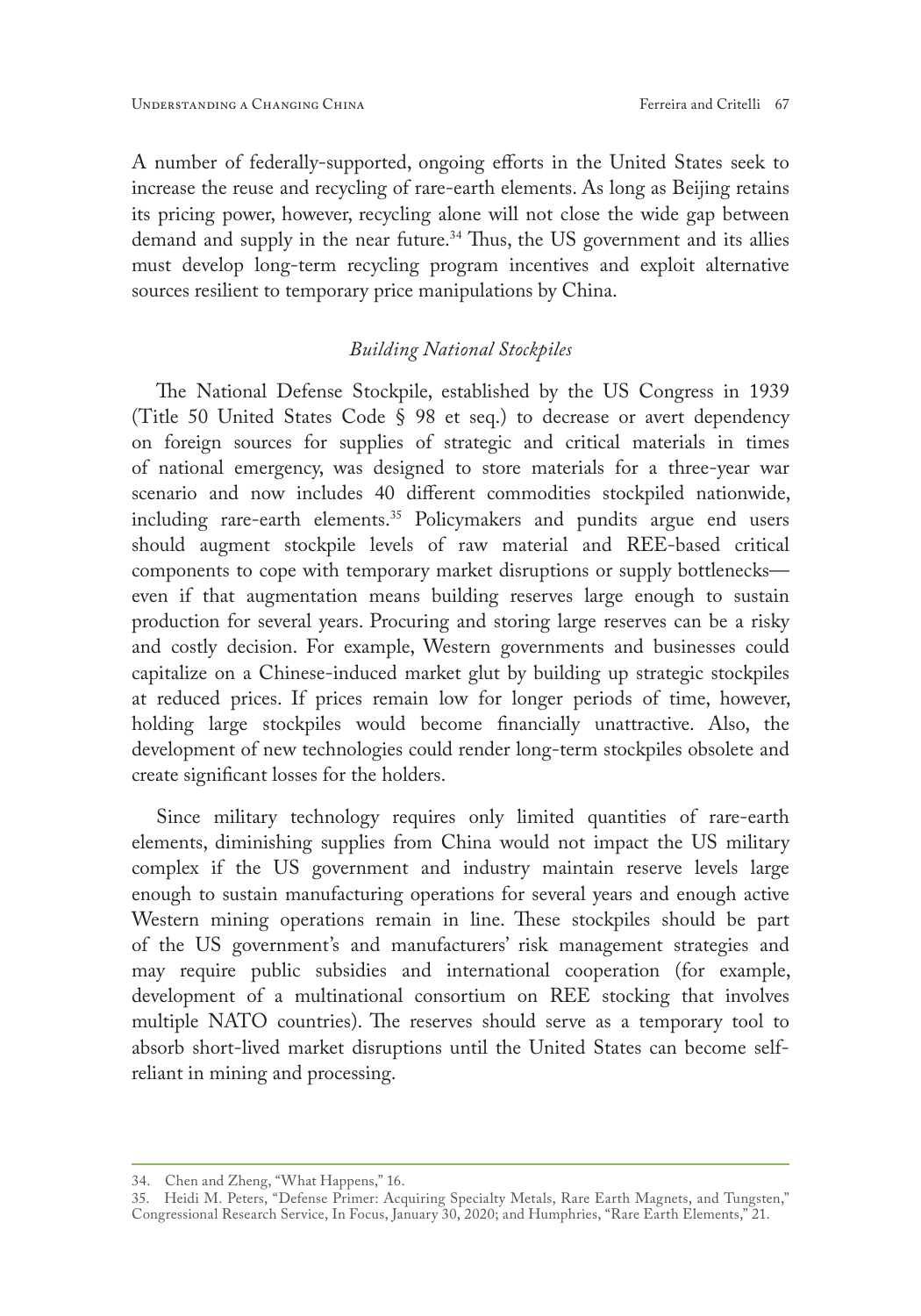A number of federally-supported, ongoing efforts in the United States seek to increase the reuse and recycling of rare-earth elements. As long as Beijing retains its pricing power, however, recycling alone will not close the wide gap between demand and supply in the near future.[34] Thus, the US government and its allies must develop long-term recycling program incentives and exploit alternative sources resilient to temporary price manipulations by China.

### *Building National Stockpiles*

The National Defense Stockpile, established by the US Congress in 1939 (Title 50 United States Code § 98 et seq.) to decrease or avert dependency on foreign sources for supplies of strategic and critical materials in times of national emergency, was designed to store materials for a three-year war scenario and now includes 40 different commodities stockpiled nationwide, including rare-earth elements.[35] Policymakers and pundits argue end users should augment stockpile levels of raw material and REE-based critical components to cope with temporary market disruptions or supply bottlenecks—even if that augmentation means building reserves large enough to sustain production for several years. Procuring and storing large reserves can be a risky and costly decision. For example, Western governments and businesses could capitalize on a Chinese-induced market glut by building up strategic stockpiles at reduced prices. If prices remain low for longer periods of time, however, holding large stockpiles would become financially unattractive. Also, the development of new technologies could render long-term stockpiles obsolete and create significant losses for the holders.

Since military technology requires only limited quantities of rare-earth elements, diminishing supplies from China would not impact the US military complex if the US government and industry maintain reserve levels large enough to sustain manufacturing operations for several years and enough active Western mining operations remain in line. These stockpiles should be part of the US government's and manufacturers' risk management strategies and may require public subsidies and international cooperation (for example, development of a multinational consortium on REE stocking that involves multiple NATO countries). The reserves should serve as a temporary tool to absorb short-lived market disruptions until the United States can become self-reliant in mining and processing.

---

34. Chen and Zheng, "What Happens," 16.

35. Heidi M. Peters, "Defense Primer: Acquiring Specialty Metals, Rare Earth Magnets, and Tungsten," Congressional Research Service, In Focus, January 30, 2020; and Humphries, "Rare Earth Elements," 21.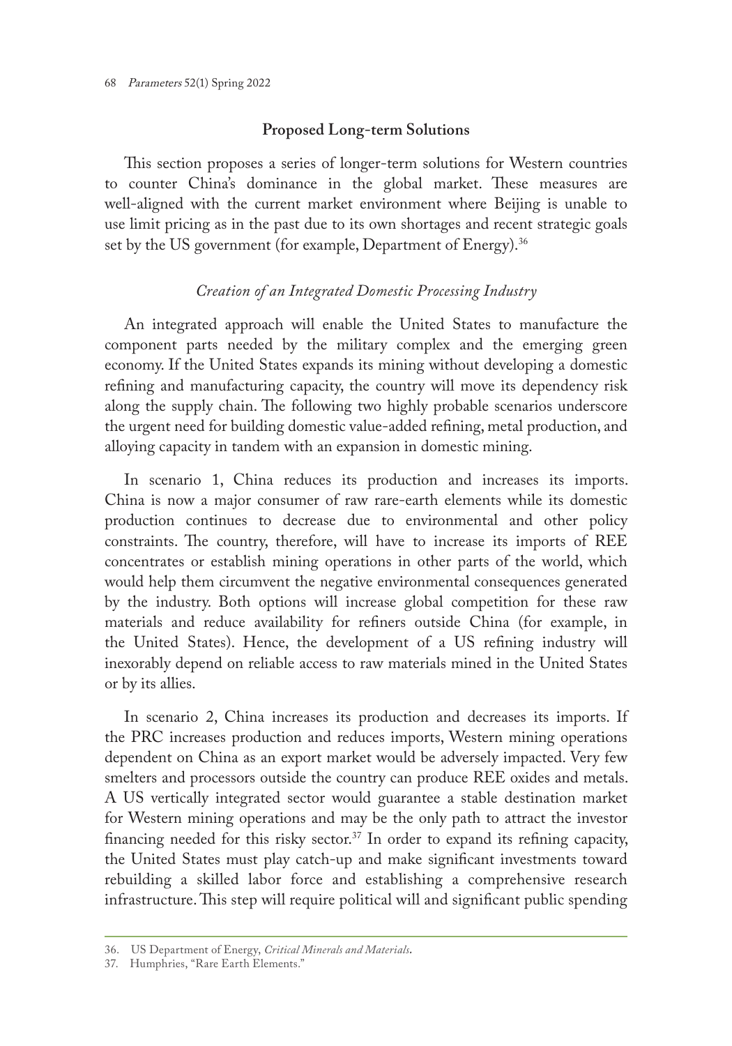## Proposed Long-term Solutions

This section proposes a series of longer-term solutions for Western countries to counter China's dominance in the global market. These measures are well-aligned with the current market environment where Beijing is unable to use limit pricing as in the past due to its own shortages and recent strategic goals set by the US government (for example, Department of Energy).[36]

### *Creation of an Integrated Domestic Processing Industry*

An integrated approach will enable the United States to manufacture the component parts needed by the military complex and the emerging green economy. If the United States expands its mining without developing a domestic refining and manufacturing capacity, the country will move its dependency risk along the supply chain. The following two highly probable scenarios underscore the urgent need for building domestic value-added refining, metal production, and alloying capacity in tandem with an expansion in domestic mining.

In scenario 1, China reduces its production and increases its imports. China is now a major consumer of raw rare-earth elements while its domestic production continues to decrease due to environmental and other policy constraints. The country, therefore, will have to increase its imports of REE concentrates or establish mining operations in other parts of the world, which would help them circumvent the negative environmental consequences generated by the industry. Both options will increase global competition for these raw materials and reduce availability for refiners outside China (for example, in the United States). Hence, the development of a US refining industry will inexorably depend on reliable access to raw materials mined in the United States or by its allies.

In scenario 2, China increases its production and decreases its imports. If the PRC increases production and reduces imports, Western mining operations dependent on China as an export market would be adversely impacted. Very few smelters and processors outside the country can produce REE oxides and metals. A US vertically integrated sector would guarantee a stable destination market for Western mining operations and may be the only path to attract the investor financing needed for this risky sector.[37] In order to expand its refining capacity, the United States must play catch-up and make significant investments toward rebuilding a skilled labor force and establishing a comprehensive research infrastructure. This step will require political will and significant public spending

---

36. US Department of Energy, *Critical Minerals and Materials*.
37. Humphries, "Rare Earth Elements."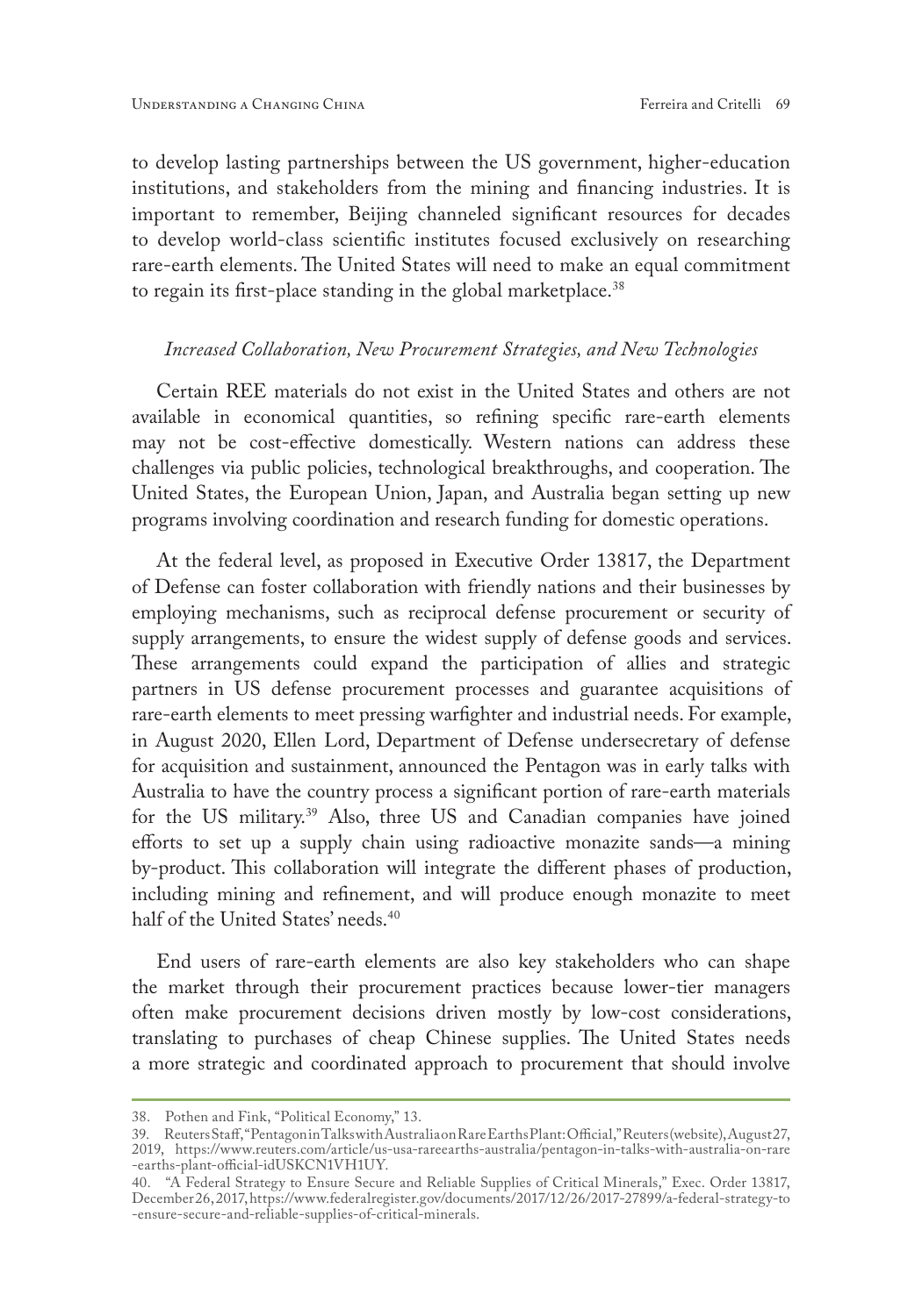to develop lasting partnerships between the US government, higher-education institutions, and stakeholders from the mining and financing industries. It is important to remember, Beijing channeled significant resources for decades to develop world-class scientific institutes focused exclusively on researching rare-earth elements. The United States will need to make an equal commitment to regain its first-place standing in the global marketplace.[38]

### *Increased Collaboration, New Procurement Strategies, and New Technologies*

Certain REE materials do not exist in the United States and others are not available in economical quantities, so refining specific rare-earth elements may not be cost-effective domestically. Western nations can address these challenges via public policies, technological breakthroughs, and cooperation. The United States, the European Union, Japan, and Australia began setting up new programs involving coordination and research funding for domestic operations.

At the federal level, as proposed in Executive Order 13817, the Department of Defense can foster collaboration with friendly nations and their businesses by employing mechanisms, such as reciprocal defense procurement or security of supply arrangements, to ensure the widest supply of defense goods and services. These arrangements could expand the participation of allies and strategic partners in US defense procurement processes and guarantee acquisitions of rare-earth elements to meet pressing warfighter and industrial needs. For example, in August 2020, Ellen Lord, Department of Defense undersecretary of defense for acquisition and sustainment, announced the Pentagon was in early talks with Australia to have the country process a significant portion of rare-earth materials for the US military.[39] Also, three US and Canadian companies have joined efforts to set up a supply chain using radioactive monazite sands—a mining by-product. This collaboration will integrate the different phases of production, including mining and refinement, and will produce enough monazite to meet half of the United States' needs.[40]

End users of rare-earth elements are also key stakeholders who can shape the market through their procurement practices because lower-tier managers often make procurement decisions driven mostly by low-cost considerations, translating to purchases of cheap Chinese supplies. The United States needs a more strategic and coordinated approach to procurement that should involve

---

38. Pothen and Fink, "Political Economy," 13.

39. Reuters Staff, "Pentagon in Talks with Australia on Rare Earths Plant: Official," Reuters (website), August 27, 2019, https://www.reuters.com/article/us-usa-rareearths-australia/pentagon-in-talks-with-australia-on-rare-earths-plant-official-idUSKCN1VH1UY.

40. "A Federal Strategy to Ensure Secure and Reliable Supplies of Critical Minerals," Exec. Order 13817, December 26, 2017, https://www.federalregister.gov/documents/2017/12/26/2017-27899/a-federal-strategy-to-ensure-secure-and-reliable-supplies-of-critical-minerals.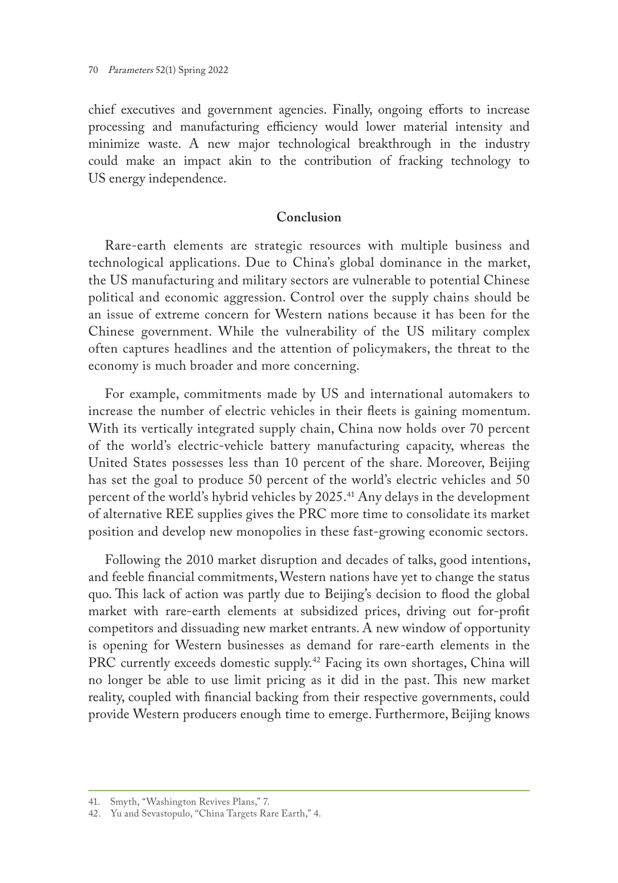chief executives and government agencies. Finally, ongoing efforts to increase processing and manufacturing efficiency would lower material intensity and minimize waste. A new major technological breakthrough in the industry could make an impact akin to the contribution of fracking technology to US energy independence.

## Conclusion

Rare-earth elements are strategic resources with multiple business and technological applications. Due to China's global dominance in the market, the US manufacturing and military sectors are vulnerable to potential Chinese political and economic aggression. Control over the supply chains should be an issue of extreme concern for Western nations because it has been for the Chinese government. While the vulnerability of the US military complex often captures headlines and the attention of policymakers, the threat to the economy is much broader and more concerning.

For example, commitments made by US and international automakers to increase the number of electric vehicles in their fleets is gaining momentum. With its vertically integrated supply chain, China now holds over 70 percent of the world's electric-vehicle battery manufacturing capacity, whereas the United States possesses less than 10 percent of the share. Moreover, Beijing has set the goal to produce 50 percent of the world's electric vehicles and 50 percent of the world's hybrid vehicles by 2025.[41] Any delays in the development of alternative REE supplies gives the PRC more time to consolidate its market position and develop new monopolies in these fast-growing economic sectors.

Following the 2010 market disruption and decades of talks, good intentions, and feeble financial commitments, Western nations have yet to change the status quo. This lack of action was partly due to Beijing's decision to flood the global market with rare-earth elements at subsidized prices, driving out for-profit competitors and dissuading new market entrants. A new window of opportunity is opening for Western businesses as demand for rare-earth elements in the PRC currently exceeds domestic supply.[42] Facing its own shortages, China will no longer be able to use limit pricing as it did in the past. This new market reality, coupled with financial backing from their respective governments, could provide Western producers enough time to emerge. Furthermore, Beijing knows

---

41. Smyth, "Washington Revives Plans," 7.
42. Yu and Sevastopulo, "China Targets Rare Earth," 4.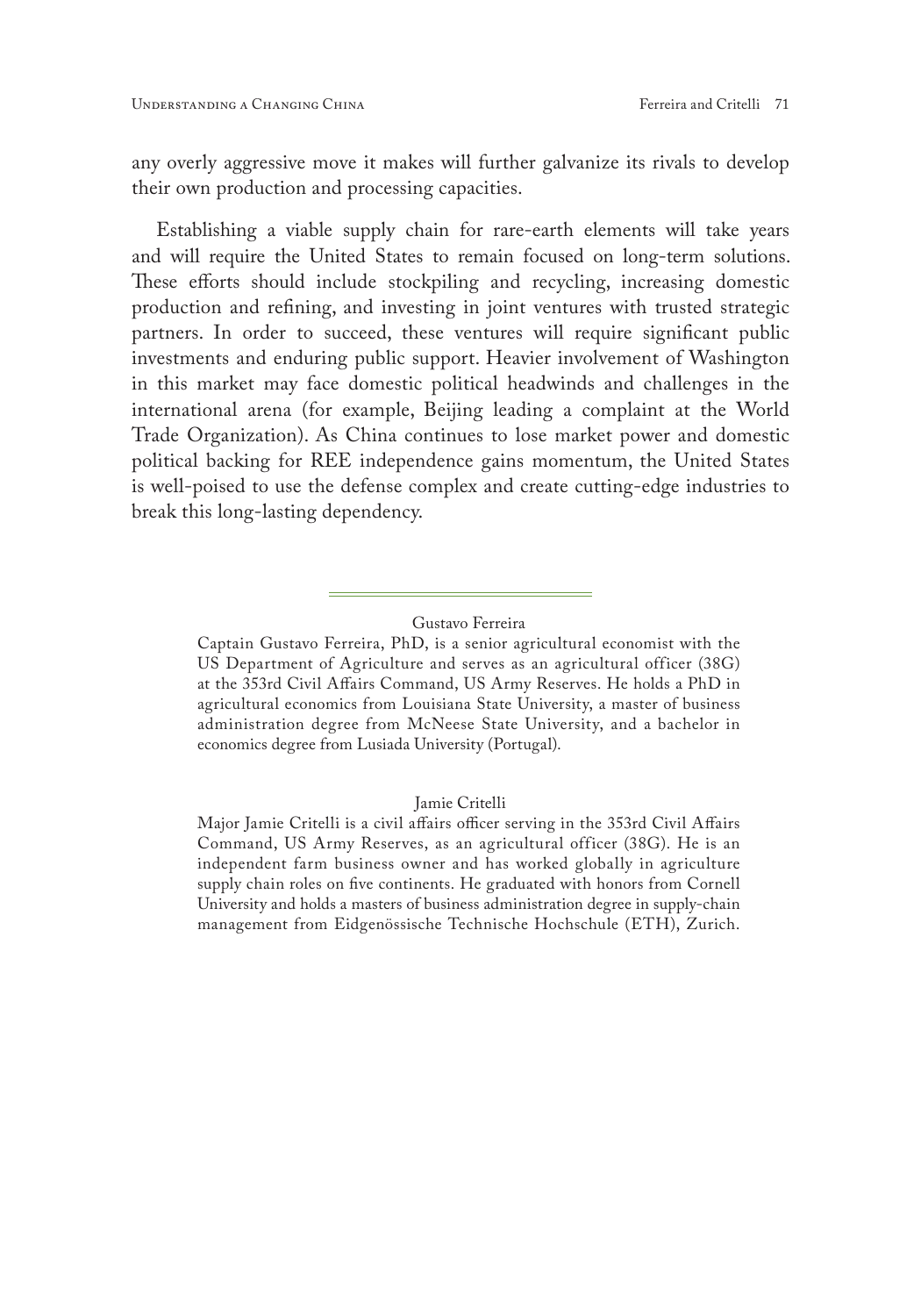any overly aggressive move it makes will further galvanize its rivals to develop their own production and processing capacities.

Establishing a viable supply chain for rare-earth elements will take years and will require the United States to remain focused on long-term solutions. These efforts should include stockpiling and recycling, increasing domestic production and refining, and investing in joint ventures with trusted strategic partners. In order to succeed, these ventures will require significant public investments and enduring public support. Heavier involvement of Washington in this market may face domestic political headwinds and challenges in the international arena (for example, Beijing leading a complaint at the World Trade Organization). As China continues to lose market power and domestic political backing for REE independence gains momentum, the United States is well-poised to use the defense complex and create cutting-edge industries to break this long-lasting dependency.

---

Gustavo Ferreira

Captain Gustavo Ferreira, PhD, is a senior agricultural economist with the US Department of Agriculture and serves as an agricultural officer (38G) at the 353rd Civil Affairs Command, US Army Reserves. He holds a PhD in agricultural economics from Louisiana State University, a master of business administration degree from McNeese State University, and a bachelor in economics degree from Lusiada University (Portugal).

Jamie Critelli

Major Jamie Critelli is a civil affairs officer serving in the 353rd Civil Affairs Command, US Army Reserves, as an agricultural officer (38G). He is an independent farm business owner and has worked globally in agriculture supply chain roles on five continents. He graduated with honors from Cornell University and holds a masters of business administration degree in supply-chain management from Eidgenössische Technische Hochschule (ETH), Zurich.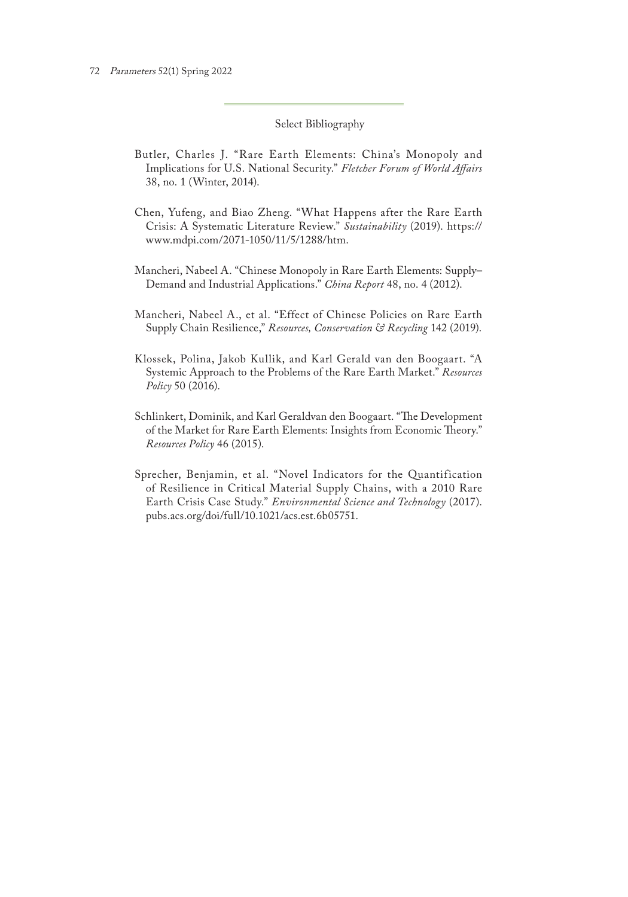## Select Bibliography

Butler, Charles J. "Rare Earth Elements: China's Monopoly and Implications for U.S. National Security." *Fletcher Forum of World Affairs* 38, no. 1 (Winter, 2014).

Chen, Yufeng, and Biao Zheng. "What Happens after the Rare Earth Crisis: A Systematic Literature Review." *Sustainability* (2019). https://www.mdpi.com/2071-1050/11/5/1288/htm.

Mancheri, Nabeel A. "Chinese Monopoly in Rare Earth Elements: Supply–Demand and Industrial Applications." *China Report* 48, no. 4 (2012).

Mancheri, Nabeel A., et al. "Effect of Chinese Policies on Rare Earth Supply Chain Resilience," *Resources, Conservation & Recycling* 142 (2019).

Klossek, Polina, Jakob Kullik, and Karl Gerald van den Boogaart. "A Systemic Approach to the Problems of the Rare Earth Market." *Resources Policy* 50 (2016).

Schlinkert, Dominik, and Karl Geraldvan den Boogaart. "The Development of the Market for Rare Earth Elements: Insights from Economic Theory." *Resources Policy* 46 (2015).

Sprecher, Benjamin, et al. "Novel Indicators for the Quantification of Resilience in Critical Material Supply Chains, with a 2010 Rare Earth Crisis Case Study." *Environmental Science and Technology* (2017). pubs.acs.org/doi/full/10.1021/acs.est.6b05751.